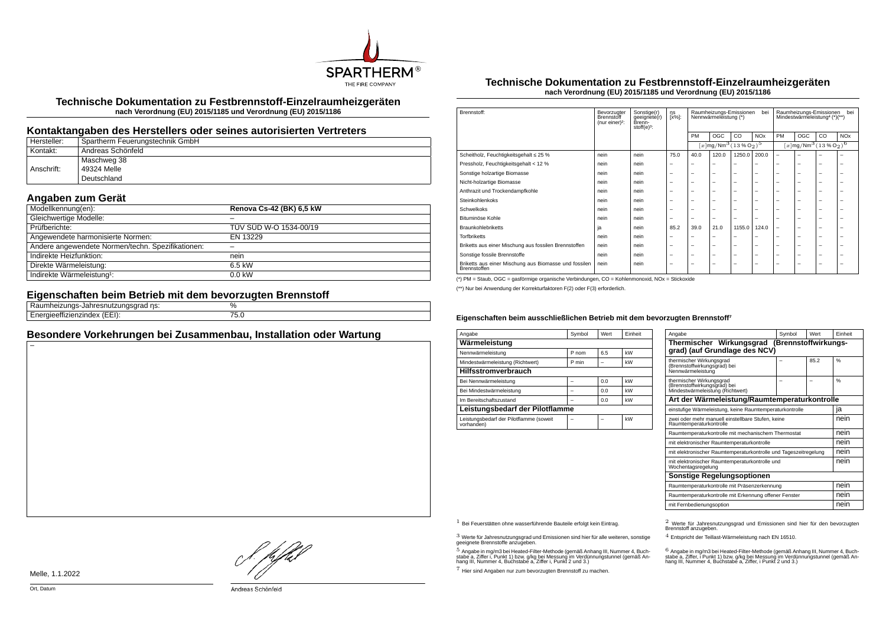# Technische Dokumentation zu Festbrennstoff-Einzelraumheizgeräten

**nach Verordnung (EU) 2015/1185 und Verordnung (EU) 2015/1186**

## Kontaktangaben des Herstellers oder seines autorisierten Vertreters

| | |
|---|---|
| Hersteller: | Spartherm Feuerungstechnik GmbH |
| Kontakt: | Andreas Schönfeld |
| Anschrift: | Maschweg 38<br>49324 Melle<br>Deutschland |

## Angaben zum Gerät

| | |
|---|---|
| Modellkennung(en): | **Renova Cs-42 (BK) 6,5 kW** |
| Gleichwertige Modelle: | – |
| Prüfberichte: | TÜV SÜD W-O 1534-00/19 |
| Angewendete harmonisierte Normen: | EN 13229 |
| Andere angewendete Normen/techn. Spezifikationen: | – |
| Indirekte Heizfunktion: | nein |
| Direkte Wärmeleistung: | 6.5 kW |
| Indirekte Wärmeleistung¹: | 0.0 kW |

## Eigenschaften beim Betrieb mit dem bevorzugten Brennstoff

| | |
|---|---|
| Raumheizungs-Jahresnutzungsgrad ηs: | % |
| Energieeffizienzindex (EEI): | 75.0 |

## Besondere Vorkehrungen bei Zusammenbau, Installation oder Wartung

–

Melle, 1.1.2022

Ort, Datum

Andreas Schönfeld

# Technische Dokumentation zu Festbrennstoff-Einzelraumheizgeräten

**nach Verordnung (EU) 2015/1185 und Verordnung (EU) 2015/1186**

| Brennstoff: | Bevorzugter Brennstoff (nur einer)²: | Sonstige(r) geeignete(r) Brenn-stoff(e)³: | ηs [x%]: | Raumheizungs-Emissionen bei Nennwärmeleistung (*) | | | | Raumheizungs-Emissionen bei Mindestwärmeleistung⁴ (*)(**) | | | |
|---|---|---|---|---|---|---|---|---|---|---|---|
| | | | | PM | OGC | CO | NOx | PM | OGC | CO | NOx |
| | | | | $[x]\mathrm{mg/Nm^3}\,(13\,\%\,O_2)^5$ | | | | $[x]\mathrm{mg/Nm^3}\,(13\,\%\,O_2)^6$ | | | |
| Scheitholz, Feuchtigkeitsgehalt ≤ 25 % | nein | nein | 75.0 | 40.0 | 120.0 | 1250.0 | 200.0 | – | – | – | – |
| Pressholz, Feuchtigkeitsgehalt < 12 % | nein | nein | – | – | – | – | – | – | – | – | – |
| Sonstige holzartige Biomasse | nein | nein | – | – | – | – | – | – | – | – | – |
| Nicht-holzartige Biomasse | nein | nein | – | – | – | – | – | – | – | – | – |
| Anthrazit und Trockendampfkohle | nein | nein | – | – | – | – | – | – | – | – | – |
| Steinkohlenkoks | nein | nein | – | – | – | – | – | – | – | – | – |
| Schwelkoks | nein | nein | – | – | – | – | – | – | – | – | – |
| Bituminöse Kohle | nein | nein | – | – | – | – | – | – | – | – | – |
| Braunkohlebriketts | ja | nein | 85.2 | 39.0 | 21.0 | 1155.0 | 124.0 | – | – | – | – |
| Torfbriketts | nein | nein | – | – | – | – | – | – | – | – | – |
| Briketts aus einer Mischung aus fossilen Brennstoffen | nein | nein | – | – | – | – | – | – | – | – | – |
| Sonstige fossile Brennstoffe | nein | nein | – | – | – | – | – | – | – | – | – |
| Briketts aus einer Mischung aus Biomasse und fossilen Brennstoffen | nein | nein | – | – | – | – | – | – | – | – | – |

(*) PM = Staub, OGC = gasförmige organische Verbindungen, CO = Kohlenmonoxid, NOx = Stickoxide

(**) Nur bei Anwendung der Korrekturfaktoren F(2) oder F(3) erforderlich.

### Eigenschaften beim ausschließlichen Betrieb mit dem bevorzugten Brennstoff⁷

| Angabe | Symbol | Wert | Einheit |
|---|---|---|---|
| **Wärmeleistung** | | | |
| Nennwärmeleistung | P nom | 6.5 | kW |
| Mindestwärmeleistung (Richtwert) | P min | – | kW |
| **Hilfsstromverbrauch** | | | |
| Bei Nennwärmeleistung | – | 0.0 | kW |
| Bei Mindestwärmeleistung | – | 0.0 | kW |
| Im Bereitschaftszustand | – | 0.0 | kW |
| **Leistungsbedarf der Pilotflamme** | | | |
| Leistungsbedarf der Pilotflamme (soweit vorhanden) | – | – | kW |

| Angabe | Symbol | Wert | Einheit |
|---|---|---|---|
| **Thermischer Wirkungsgrad (Brennstoffwirkungsgrad) (auf Grundlage des NCV)** | | | |
| thermischer Wirkungsgrad (Brennstoffwirkungsgrad) bei Nennwärmeleistung | – | 85.2 | % |
| thermischer Wirkungsgrad (Brennstoffwirkungsgrad) bei Mindestwärmeleistung (Richtwert) | – | – | % |
| **Art der Wärmeleistung/Raumtemperaturkontrolle** | | | |
| einstufige Wärmeleistung, keine Raumtemperaturkontrolle | | | ja |
| zwei oder mehr manuell einstellbare Stufen, keine Raumtemperaturkontrolle | | | nein |
| Raumtemperaturkontrolle mit mechanischem Thermostat | | | nein |
| mit elektronischer Raumtemperaturkontrolle | | | nein |
| mit elektronischer Raumtemperaturkontrolle und Tageszeitregelung | | | nein |
| mit elektronischer Raumtemperaturkontrolle und Wochentagsregelung | | | nein |
| **Sonstige Regelungsoptionen** | | | |
| Raumtemperaturkontrolle mit Präsenzerkennung | | | nein |
| Raumtemperaturkontrolle mit Erkennung offener Fenster | | | nein |
| mit Fernbedienungsoption | | | nein |

[1] Bei Feuerstätten ohne wasserführende Bauteile erfolgt kein Eintrag.

[2] Werte für Jahresnutzungsgrad und Emissionen sind hier für den bevorzugten Brennstoff anzugeben.

[3] Werte für Jahresnutzungsgrad und Emissionen sind hier für alle weiteren, sonstige geeignete Brennstoffe anzugeben.

[4] Entspricht der Teillast-Wärmeleistung nach EN 16510.

[5] Angabe in mg/m3 bei Heated-Filter-Methode (gemäß Anhang III, Nummer 4, Buchstabe a, Ziffer i, Punkt 1) bzw. g/kg bei Messung im Verdünnungstunnel (gemäß Anhang III, Nummer 4, Buchstabe a, Ziffer i, Punkt 2 und 3.)

[6] Angabe in mg/m3 bei Heated-Filter-Methode (gemäß Anhang III, Nummer 4, Buchstabe a, Ziffer i, Punkt 1) bzw. g/kg bei Messung im Verdünnungstunnel (gemäß Anhang III, Nummer 4, Buchstabe a, Ziffer i, Punkt 2 und 3.)

[7] Hier sind Angaben nur zum bevorzugten Brennstoff zu machen.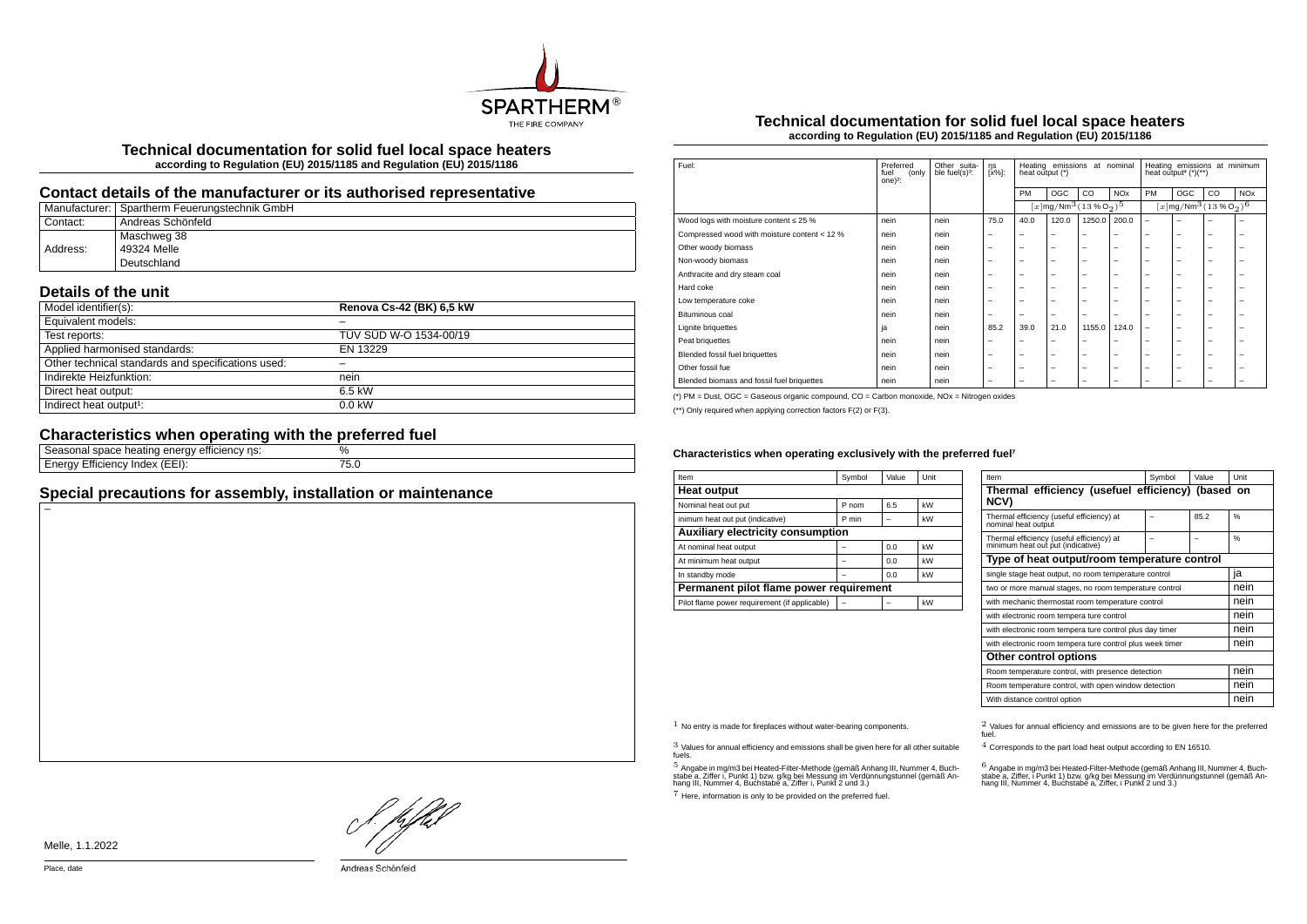# Technical documentation for solid fuel local space heaters

**according to Regulation (EU) 2015/1185 and Regulation (EU) 2015/1186**

## Contact details of the manufacturer or its authorised representative

| | |
|---|---|
| Manufacturer: | Spartherm Feuerungstechnik GmbH |
| Contact: | Andreas Schönfeld |
| Address: | Maschweg 38<br>49324 Melle<br>Deutschland |

## Details of the unit

| | |
|---|---|
| Model identifier(s): | **Renova Cs-42 (BK) 6,5 kW** |
| Equivalent models: | – |
| Test reports: | TÜV SÜD W-O 1534-00/19 |
| Applied harmonised standards: | EN 13229 |
| Other technical standards and specifications used: | – |
| Indirekte Heizfunktion: | nein |
| Direct heat output: | 6.5 kW |
| Indirect heat output[1]: | 0.0 kW |

## Characteristics when operating with the preferred fuel

| | |
|---|---|
| Seasonal space heating energy efficiency ηs: | % |
| Energy Efficiency Index (EEI): | 75.0 |

## Special precautions for assembly, installation or maintenance

–

# Technical documentation for solid fuel local space heaters

**according to Regulation (EU) 2015/1185 and Regulation (EU) 2015/1186**

| Fuel: | Preferred fuel (only one)[2]: | Other suitable fuel(s)[3]: | ηs [x%]: | Heating emissions at nominal heat output (*) | | | | Heating emissions at minimum heat output[4] (*)(**) | | | |
|---|---|---|---|---|---|---|---|---|---|---|---|
| | | | | PM | OGC | CO | NOx | PM | OGC | CO | NOx |
| | | | | $[x]\mathrm{mg/Nm^3}\,(13\,\%\,O_2)^5$ | | | | $[x]\mathrm{mg/Nm^3}\,(13\,\%\,O_2)^6$ | | | |
| Wood logs with moisture content ≤ 25 % | nein | nein | 75.0 | 40.0 | 120.0 | 1250.0 | 200.0 | – | – | – | – |
| Compressed wood with moisture content < 12 % | nein | nein | – | – | – | – | – | – | – | – | – |
| Other woody biomass | nein | nein | – | – | – | – | – | – | – | – | – |
| Non-woody biomass | nein | nein | – | – | – | – | – | – | – | – | – |
| Anthracite and dry steam coal | nein | nein | – | – | – | – | – | – | – | – | – |
| Hard coke | nein | nein | – | – | – | – | – | – | – | – | – |
| Low temperature coke | nein | nein | – | – | – | – | – | – | – | – | – |
| Bituminous coal | nein | nein | – | – | – | – | – | – | – | – | – |
| Lignite briquettes | ja | nein | 85.2 | 39.0 | 21.0 | 1155.0 | 124.0 | – | – | – | – |
| Peat briquettes | nein | nein | – | – | – | – | – | – | – | – | – |
| Blended fossil fuel briquettes | nein | nein | – | – | – | – | – | – | – | – | – |
| Other fossil fue | nein | nein | – | – | – | – | – | – | – | – | – |
| Blended biomass and fossil fuel briquettes | nein | nein | – | – | – | – | – | – | – | – | – |

(*) PM = Dust, OGC = Gaseous organic compound, CO = Carbon monoxide, NOx = Nitrogen oxides

(**) Only required when applying correction factors F(2) or F(3).

#### Characteristics when operating exclusively with the preferred fuel[7]

| Item | Symbol | Value | Unit |
|---|---|---|---|
| **Heat output** | | | |
| Nominal heat out put | P nom | 6.5 | kW |
| inimum heat out put (indicative) | P min | – | kW |
| **Auxiliary electricity consumption** | | | |
| At nominal heat output | – | 0.0 | kW |
| At minimum heat output | – | 0.0 | kW |
| In standby mode | – | 0.0 | kW |
| **Permanent pilot flame power requirement** | | | |
| Pilot flame power requirement (if applicable) | – | – | kW |

| Item | Symbol | Value | Unit |
|---|---|---|---|
| **Thermal efficiency (usefuel efficiency) (based on NCV)** | | | |
| Thermal efficiency (useful efficiency) at nominal heat output | – | 85.2 | % |
| Thermal efficiency (useful efficiency) at minimum heat out put (indicative) | – | – | % |
| **Type of heat output/room temperature control** | | | |
| single stage heat output, no room temperature control | | | ja |
| two or more manual stages, no room temperature control | | | nein |
| with mechanic thermostat room temperature control | | | nein |
| with electronic room tempera ture control | | | nein |
| with electronic room tempera ture control plus day timer | | | nein |
| with electronic room tempera ture control plus week timer | | | nein |
| **Other control options** | | | |
| Room temperature control, with presence detection | | | nein |
| Room temperature control, with open window detection | | | nein |
| With distance control option | | | nein |

[1] No entry is made for fireplaces without water-bearing components.

[2] Values for annual efficiency and emissions are to be given here for the preferred fuel.

[3] Values for annual efficiency and emissions shall be given here for all other suitable fuels.

[4] Corresponds to the part load heat output according to EN 16510.

[5] Angabe in mg/m3 bei Heated-Filter-Methode (gemäß Anhang III, Nummer 4, Buchstabe a, Ziffer i, Punkt 1) bzw. g/kg bei Messung im Verdünnungstunnel (gemäß Anhang III, Nummer 4, Buchstabe a, Ziffer i, Punkt 2 und 3.)

[6] Angabe in mg/m3 bei Heated-Filter-Methode (gemäß Anhang III, Nummer 4, Buchstabe a, Ziffer, i Punkt 1) bzw. g/kg bei Messung im Verdünnungstunnel (gemäß Anhang III, Nummer 4, Buchstabe a, Ziffer, i Punkt 2 und 3.)

[7] Here, information is only to be provided on the preferred fuel.

Melle, 1.1.2022

Place, date

Andreas Schönfeld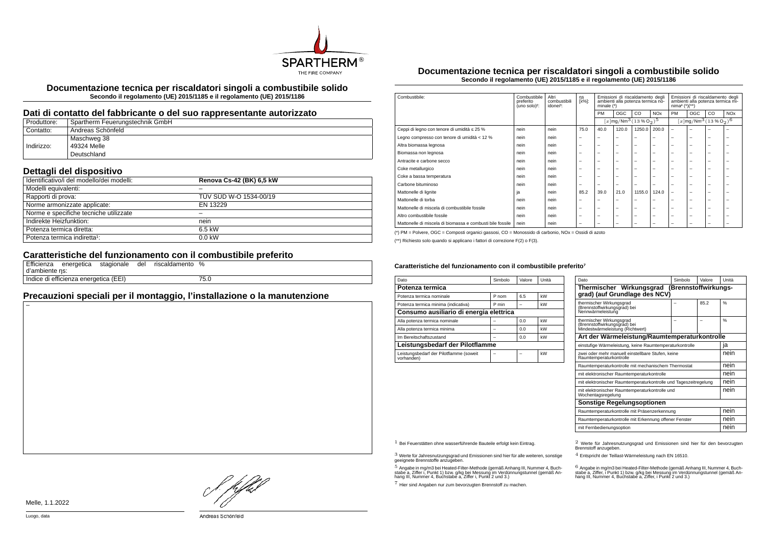# Documentazione tecnica per riscaldatori singoli a combustibile solido

**Secondo il regolamento (UE) 2015/1185 e il regolamento (UE) 2015/1186**

## Dati di contatto del fabbricante o del suo rappresentante autorizzato

| Produttore: | Spartherm Feuerungstechnik GmbH |
|---|---|
| Contatto: | Andreas Schönfeld |
| Indirizzo: | Maschweg 38<br>49324 Melle<br>Deutschland |

## Dettagli del dispositivo

| Identificativo/i del modello/dei modelli: | **Renova Cs-42 (BK) 6,5 kW** |
|---|---|
| Modelli equivalenti: | – |
| Rapporti di prova: | TÜV SÜD W-O 1534-00/19 |
| Norme armonizzate applicate: | EN 13229 |
| Norme e specifiche tecniche utilizzate | – |
| Indirekte Heizfunktion: | nein |
| Potenza termica diretta: | 6.5 kW |
| Potenza termica indiretta[1]: | 0.0 kW |

## Caratteristiche del funzionamento con il combustibile preferito

| Efficienza energetica stagionale del riscaldamento d'ambiente ηs: | % |
|---|---|
| Indice di efficienza energetica (EEI) | 75.0 |

## Precauzioni speciali per il montaggio, l'installazione o la manutenzione

–

Melle, 1.1.2022

Luogo, data

Andreas Schönfeld

# Documentazione tecnica per riscaldatori singoli a combustibile solido

**Secondo il regolamento (UE) 2015/1185 e il regolamento (UE) 2015/1186**

| Combustibile: | Combustibile preferito (uno solo)[2]: | Altri combustibili idonei[3]: | ηs [x%]: | Emissioni di riscaldamento degli ambienti alla potenza termica nominale (*) | | | | Emissioni di riscaldamento degli ambienti alla potenza termica minima[4] (*)(**) | | | |
|---|---|---|---|---|---|---|---|---|---|---|---|
| | | | | PM | OGC | CO | NOx | PM | OGC | CO | NOx |
| | | | | $[x]\text{mg/Nm}^3\,(13\,\%\,O_2)^5$ | | | | $[x]\text{mg/Nm}^3\,(13\,\%\,O_2)^6$ | | | |
| Ceppi di legno con tenore di umidità ≤ 25 % | nein | nein | 75.0 | 40.0 | 120.0 | 1250.0 | 200.0 | – | – | – | – |
| Legno compresso con tenore di umidità < 12 % | nein | nein | – | – | – | – | – | – | – | – | – |
| Altra biomassa legnosa | nein | nein | – | – | – | – | – | – | – | – | – |
| Biomassa non legnosa | nein | nein | – | – | – | – | – | – | – | – | – |
| Antracite e carbone secco | nein | nein | – | – | – | – | – | – | – | – | – |
| Coke metallurgico | nein | nein | – | – | – | – | – | – | – | – | – |
| Coke a bassa temperatura | nein | nein | – | – | – | – | – | – | – | – | – |
| Carbone bituminoso | nein | nein | – | – | – | – | – | – | – | – | – |
| Mattonelle di lignite | ja | nein | 85.2 | 39.0 | 21.0 | 1155.0 | 124.0 | – | – | – | – |
| Mattonelle di torba | nein | nein | – | – | – | – | – | – | – | – | – |
| Mattonelle di miscela di combustibile fossile | nein | nein | – | – | – | – | – | – | – | – | – |
| Altro combustibile fossile | nein | nein | – | – | – | – | – | – | – | – | – |
| Mattonelle di miscela di biomassa e combusti bile fossile | nein | nein | – | – | – | – | – | – | – | – | – |

(*) PM = Polvere, OGC = Composti organici gassosi, CO = Monossido di carbonio, NOx = Ossidi di azoto

(**) Richiesto solo quando si applicano i fattori di correzione F(2) o F(3).

#### Caratteristiche del funzionamento con il combustibile preferito[7]

| Dato | Simbolo | Valore | Unità |
|---|---|---|---|
| **Potenza termica** | | | |
| Potenza termica nominale | P nom | 6.5 | kW |
| Potenza termica minima (indicativa) | P min | – | kW |
| **Consumo ausiliario di energia elettrica** | | | |
| Alla potenza termica nominale | – | 0.0 | kW |
| Alla potenza termica minima | – | 0.0 | kW |
| Im Bereitschaftszustand | – | 0.0 | kW |
| **Leistungsbedarf der Pilotflamme** | | | |
| Leistungsbedarf der Pilotflamme (soweit vorhanden) | – | – | kW |

| Dato | Simbolo | Valore | Unità |
|---|---|---|---|
| **Thermischer Wirkungsgrad (Brennstoffwirkungsgrad) (auf Grundlage des NCV)** | | | |
| thermischer Wirkungsgrad (Brennstoffwirkungsgrad) bei Nennwärmeleistung | – | 85.2 | % |
| thermischer Wirkungsgrad (Brennstoffwirkungsgrad) bei Mindestwärmeleistung (Richtwert) | – | – | % |
| **Art der Wärmeleistung/Raumtemperaturkontrolle** | | | |
| einstufige Wärmeleistung, keine Raumtemperaturkontrolle | | | ja |
| zwei oder mehr manuell einstellbare Stufen, keine Raumtemperaturkontrolle | | | nein |
| Raumtemperaturkontrolle mit mechanischem Thermostat | | | nein |
| mit elektronischer Raumtemperaturkontrolle | | | nein |
| mit elektronischer Raumtemperaturkontrolle und Tageszeitregelung | | | nein |
| mit elektronischer Raumtemperaturkontrolle und Wochentagsregelung | | | nein |
| **Sonstige Regelungsoptionen** | | | |
| Raumtemperaturkontrolle mit Präsenzerkennung | | | nein |
| Raumtemperaturkontrolle mit Erkennung offener Fenster | | | nein |
| mit Fernbedienungsoption | | | nein |

[1] Bei Feuerstätten ohne wasserführende Bauteile erfolgt kein Eintrag.

[2] Werte für Jahresnutzungsgrad und Emissionen sind hier für den bevorzugten Brennstoff anzugeben.

[3] Werte für Jahresnutzungsgrad und Emissionen sind hier für alle weiteren, sonstige geeignete Brennstoffe anzugeben.

[4] Entspricht der Teillast-Wärmeleistung nach EN 16510.

[5] Angabe in mg/m3 bei Heated-Filter-Methode (gemäß Anhang III, Nummer 4, Buchstabe a, Ziffer i, Punkt 1) bzw. g/kg bei Messung im Verdünnungstunnel (gemäß Anhang III, Nummer 4, Buchstabe a, Ziffer i, Punkt 2 und 3.)

[6] Angabe in mg/m3 bei Heated-Filter-Methode (gemäß Anhang III, Nummer 4, Buchstabe a, Ziffer, i Punkt 1) bzw. g/kg bei Messung im Verdünnungstunnel (gemäß Anhang III, Nummer 4, Buchstabe a, Ziffer, i Punkt 2 und 3.)

[7] Hier sind Angaben nur zum bevorzugten Brennstoff zu machen.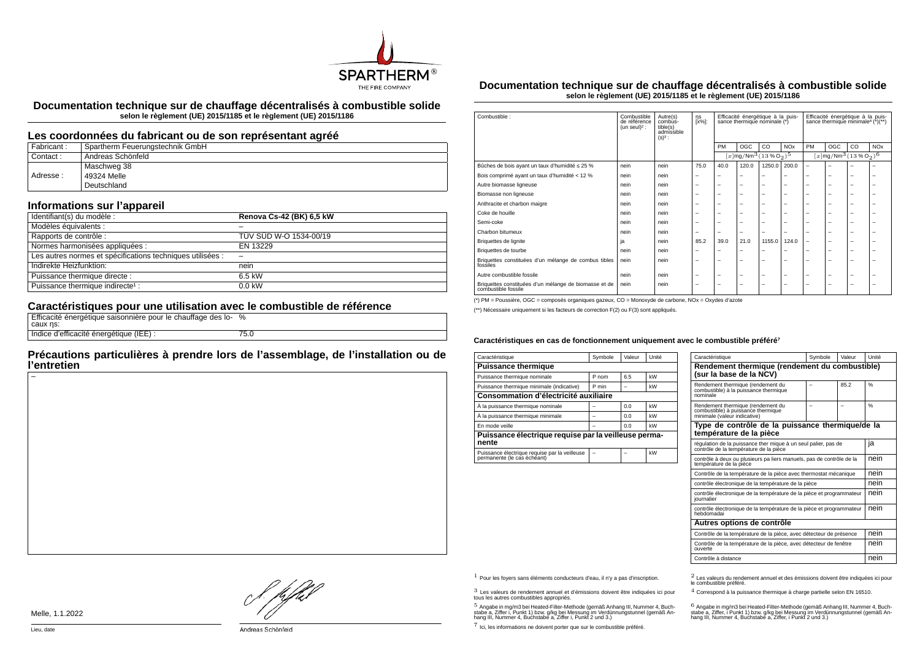# Documentation technique sur de chauffage décentralisés à combustible solide

**selon le règlement (UE) 2015/1185 et le règlement (UE) 2015/1186**

## Les coordonnées du fabricant ou de son représentant agréé

| | |
|---|---|
| Fabricant : | Spartherm Feuerungstechnik GmbH |
| Contact : | Andreas Schönfeld |
| Adresse : | Maschweg 38<br>49324 Melle<br>Deutschland |

## Informations sur l'appareil

| | |
|---|---|
| Identifiant(s) du modèle : | **Renova Cs-42 (BK) 6,5 kW** |
| Modèles équivalents : | – |
| Rapports de contrôle : | TÜV SÜD W-O 1534-00/19 |
| Normes harmonisées appliquées : | EN 13229 |
| Les autres normes et spécifications techniques utilisées : | – |
| Indirekte Heizfunktion: | nein |
| Puissance thermique directe : | 6.5 kW |
| Puissance thermique indirecte¹ : | 0.0 kW |

## Caractéristiques pour une utilisation avec le combustible de référence

| | |
|---|---|
| Efficacité énergétique saisonnière pour le chauffage des locaux ηs: | % |
| Indice d'efficacité énergétique (IEE) : | 75.0 |

## Précautions particulières à prendre lors de l'assemblage, de l'installation ou de l'entretien

–

Melle, 1.1.2022

Lieu, date

Andreas Schönfeld

# Documentation technique sur de chauffage décentralisés à combustible solide

**selon le règlement (UE) 2015/1185 et le règlement (UE) 2015/1186**

| Combustible : | Combustible de référence (un seul)² : | Autre(s) combustible(s) admissible (s)³ : | ηs [x%]: | Efficacité énergétique à la puissance thermique nominale (*) | | | | Efficacité énergétique à la puissance thermique minimale⁴ (*)(**) | | | |
|---|---|---|---|---|---|---|---|---|---|---|---|
| | | | | PM | OGC | CO | NOx | PM | OGC | CO | NOx |
| | | | | $[x]\mathrm{mg/Nm^3}\,(13\,\%\,O_2)^5$ | | | | $[x]\mathrm{mg/Nm^3}\,(13\,\%\,O_2)^6$ | | | |
| Bûches de bois ayant un taux d'humidité ≤ 25 % | nein | nein | 75.0 | 40.0 | 120.0 | 1250.0 | 200.0 | – | – | – | – |
| Bois comprimé ayant un taux d'humidité < 12 % | nein | nein | – | – | – | – | – | – | – | – | – |
| Autre biomasse ligneuse | nein | nein | – | – | – | – | – | – | – | – | – |
| Biomasse non ligneuse | nein | nein | – | – | – | – | – | – | – | – | – |
| Anthracite et charbon maigre | nein | nein | – | – | – | – | – | – | – | – | – |
| Coke de houille | nein | nein | – | – | – | – | – | – | – | – | – |
| Semi-coke | nein | nein | – | – | – | – | – | – | – | – | – |
| Charbon bitumeux | nein | nein | – | – | – | – | – | – | – | – | – |
| Briquettes de lignite | ja | nein | 85.2 | 39.0 | 21.0 | 1155.0 | 124.0 | – | – | – | – |
| Briquettes de tourbe | nein | nein | – | – | – | – | – | – | – | – | – |
| Briquettes constituées d'un mélange de combus tibles fossiles | nein | nein | – | – | – | – | – | – | – | – | – |
| Autre combustible fossile | nein | nein | – | – | – | – | – | – | – | – | – |
| Briquettes constituées d'un mélange de biomasse et de combustible fossile | nein | nein | – | – | – | – | – | – | – | – | – |

(*) PM = Poussière, OGC = composés organiques gazeux, CO = Monoxyde de carbone, NOx = Oxydes d'azote

(**) Nécessaire uniquement si les facteurs de correction F(2) ou F(3) sont appliqués.

**Caractéristiques en cas de fonctionnement uniquement avec le combustible préféré⁷**

| Caractéristique | Symbole | Valeur | Unité |
|---|---|---|---|
| **Puissance thermique** | | | |
| Puissance thermique nominale | P nom | 6.5 | kW |
| Puissance thermique minimale (indicative) | P min | – | kW |
| **Consommation d'électricité auxiliaire** | | | |
| À la puissance thermique nominale | – | 0.0 | kW |
| À la puissance thermique minimale | – | 0.0 | kW |
| En mode veille | – | 0.0 | kW |
| **Puissance électrique requise par la veilleuse permanente** | | | |
| Puissance électrique requise par la veilleuse permanente (le cas échéant) | – | – | kW |

| Caractéristique | Symbole | Valeur | Unité |
|---|---|---|---|
| **Rendement thermique (rendement du combustible) (sur la base de la NCV)** | | | |
| Rendement thermique (rendement du combustible) à la puissance thermique nominale | – | 85.2 | % |
| Rendement thermique (rendement du combustible) à puissance thermique minimale (valeur indicative) | – | – | % |
| **Type de contrôle de la puissance thermique/de la température de la pièce** | | | |
| régulation de la puissance ther mique à un seul palier, pas de contrôle de la température de la pièce | | | ja |
| contrôle à deux ou plusieurs pa liers manuels, pas de contrôle de la température de la pièce | | | nein |
| Contrôle de la température de la pièce avec thermostat mécanique | | | nein |
| contrôle électronique de la température de la pièce | | | nein |
| contrôle électronique de la température de la pièce et programmateur journalier | | | nein |
| contrôle électronique de la température de la pièce et programmateur hebdomadai | | | nein |
| **Autres options de contrôle** | | | |
| Contrôle de la température de la pièce, avec détecteur de présence | | | nein |
| Contrôle de la température de la pièce, avec détecteur de fenêtre ouverte | | | nein |
| Contrôle à distance | | | nein |

[1] Pour les foyers sans éléments conducteurs d'eau, il n'y a pas d'inscription.

[2] Les valeurs du rendement annuel et des émissions doivent être indiquées ici pour le combustible préféré.

[3] Les valeurs de rendement annuel et d'émissions doivent être indiquées ici pour tous les autres combustibles appropriés.

[4] Correspond à la puissance thermique à charge partielle selon EN 16510.

[5] Angabe in mg/m3 bei Heated-Filter-Methode (gemäß Anhang III, Nummer 4, Buchstabe a, Ziffer i, Punkt 1) bzw. g/kg bei Messung im Verdünnungstunnel (gemäß Anhang III, Nummer 4, Buchstabe a, Ziffer i, Punkt 2 und 3.)

[6] Angabe in mg/m3 bei Heated-Filter-Methode (gemäß Anhang III, Nummer 4, Buchstabe a, Ziffer, i Punkt 1) bzw. g/kg bei Messung im Verdünnungstunnel (gemäß Anhang III, Nummer 4, Buchstabe a, Ziffer, i Punkt 2 und 3.)

[7] Ici, les informations ne doivent porter que sur le combustible préféré.